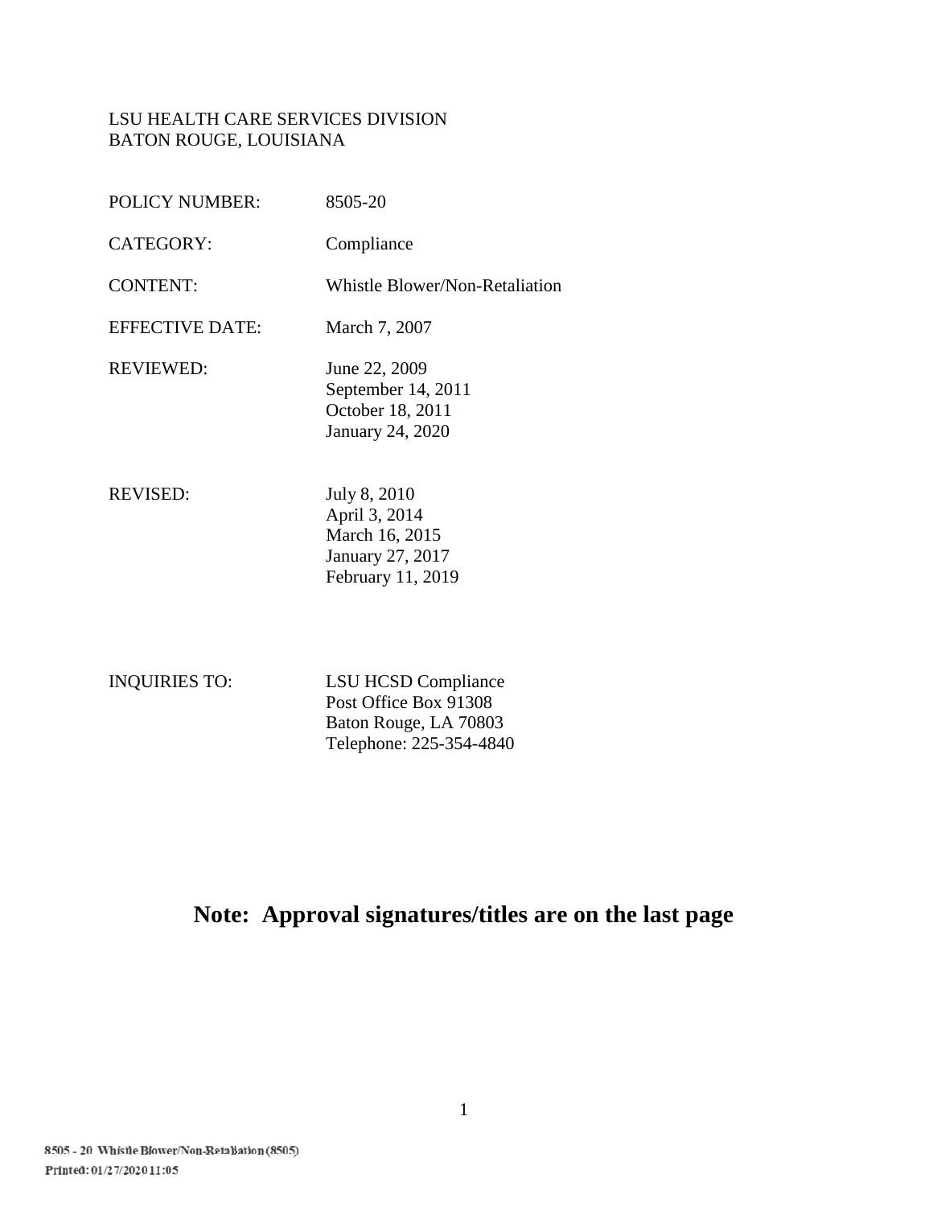LSU HEALTH CARE SERVICES DIVISION
BATON ROUGE, LOUISIANA

| | |
|---|---|
| POLICY NUMBER: | 8505-20 |
| CATEGORY: | Compliance |
| CONTENT: | Whistle Blower/Non-Retaliation |
| EFFECTIVE DATE: | March 7, 2007 |
| REVIEWED: | June 22, 2009<br>September 14, 2011<br>October 18, 2011<br>January 24, 2020 |
| REVISED: | July 8, 2010<br>April 3, 2014<br>March 16, 2015<br>January 27, 2017<br>February 11, 2019 |
| INQUIRIES TO: | LSU HCSD Compliance<br>Post Office Box 91308<br>Baton Rouge, LA 70803<br>Telephone: 225-354-4840 |

**Note: Approval signatures/titles are on the last page**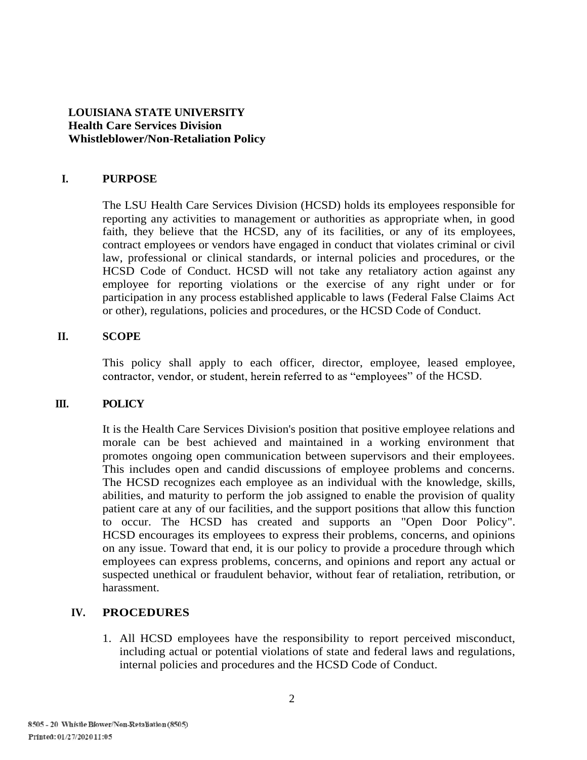**LOUISIANA STATE UNIVERSITY**
**Health Care Services Division**
**Whistleblower/Non-Retaliation Policy**

## I. PURPOSE

The LSU Health Care Services Division (HCSD) holds its employees responsible for reporting any activities to management or authorities as appropriate when, in good faith, they believe that the HCSD, any of its facilities, or any of its employees, contract employees or vendors have engaged in conduct that violates criminal or civil law, professional or clinical standards, or internal policies and procedures, or the HCSD Code of Conduct. HCSD will not take any retaliatory action against any employee for reporting violations or the exercise of any right under or for participation in any process established applicable to laws (Federal False Claims Act or other), regulations, policies and procedures, or the HCSD Code of Conduct.

## II. SCOPE

This policy shall apply to each officer, director, employee, leased employee, contractor, vendor, or student, herein referred to as "employees" of the HCSD.

## III. POLICY

It is the Health Care Services Division's position that positive employee relations and morale can be best achieved and maintained in a working environment that promotes ongoing open communication between supervisors and their employees. This includes open and candid discussions of employee problems and concerns. The HCSD recognizes each employee as an individual with the knowledge, skills, abilities, and maturity to perform the job assigned to enable the provision of quality patient care at any of our facilities, and the support positions that allow this function to occur. The HCSD has created and supports an "Open Door Policy". HCSD encourages its employees to express their problems, concerns, and opinions on any issue. Toward that end, it is our policy to provide a procedure through which employees can express problems, concerns, and opinions and report any actual or suspected unethical or fraudulent behavior, without fear of retaliation, retribution, or harassment.

## IV. PROCEDURES

1. All HCSD employees have the responsibility to report perceived misconduct, including actual or potential violations of state and federal laws and regulations, internal policies and procedures and the HCSD Code of Conduct.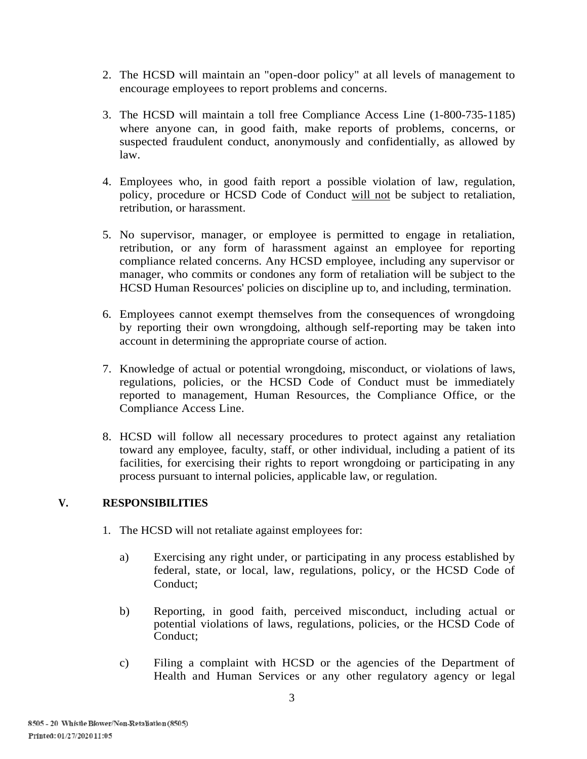2. The HCSD will maintain an "open-door policy" at all levels of management to encourage employees to report problems and concerns.

3. The HCSD will maintain a toll free Compliance Access Line (1-800-735-1185) where anyone can, in good faith, make reports of problems, concerns, or suspected fraudulent conduct, anonymously and confidentially, as allowed by law.

4. Employees who, in good faith report a possible violation of law, regulation, policy, procedure or HCSD Code of Conduct <u>will not</u> be subject to retaliation, retribution, or harassment.

5. No supervisor, manager, or employee is permitted to engage in retaliation, retribution, or any form of harassment against an employee for reporting compliance related concerns. Any HCSD employee, including any supervisor or manager, who commits or condones any form of retaliation will be subject to the HCSD Human Resources' policies on discipline up to, and including, termination.

6. Employees cannot exempt themselves from the consequences of wrongdoing by reporting their own wrongdoing, although self-reporting may be taken into account in determining the appropriate course of action.

7. Knowledge of actual or potential wrongdoing, misconduct, or violations of laws, regulations, policies, or the HCSD Code of Conduct must be immediately reported to management, Human Resources, the Compliance Office, or the Compliance Access Line.

8. HCSD will follow all necessary procedures to protect against any retaliation toward any employee, faculty, staff, or other individual, including a patient of its facilities, for exercising their rights to report wrongdoing or participating in any process pursuant to internal policies, applicable law, or regulation.

## V. RESPONSIBILITIES

1. The HCSD will not retaliate against employees for:

   a) Exercising any right under, or participating in any process established by federal, state, or local, law, regulations, policy, or the HCSD Code of Conduct;

   b) Reporting, in good faith, perceived misconduct, including actual or potential violations of laws, regulations, policies, or the HCSD Code of Conduct;

   c) Filing a complaint with HCSD or the agencies of the Department of Health and Human Services or any other regulatory agency or legal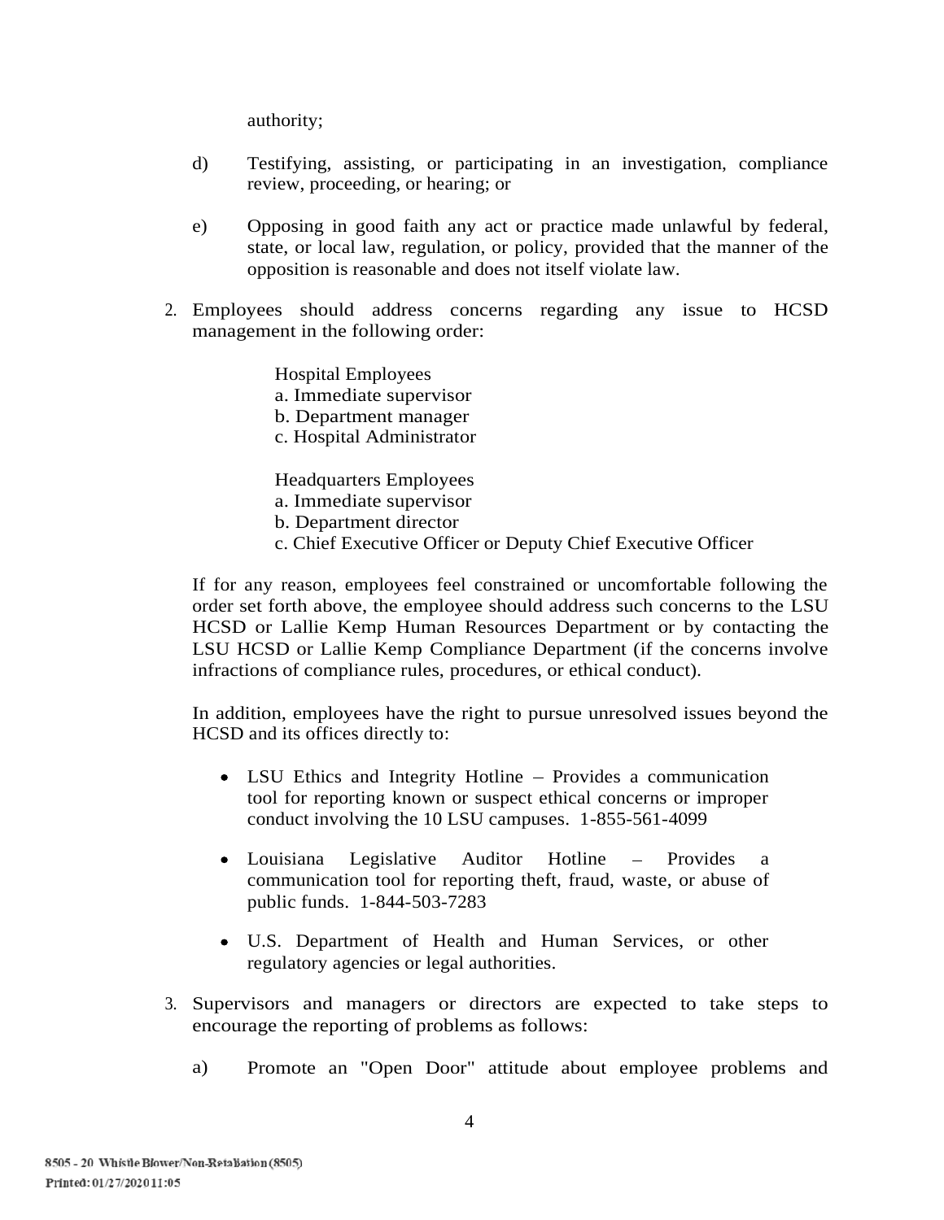authority;

d) Testifying, assisting, or participating in an investigation, compliance review, proceeding, or hearing; or

e) Opposing in good faith any act or practice made unlawful by federal, state, or local law, regulation, or policy, provided that the manner of the opposition is reasonable and does not itself violate law.

2. Employees should address concerns regarding any issue to HCSD management in the following order:

   Hospital Employees
   a. Immediate supervisor
   b. Department manager
   c. Hospital Administrator

   Headquarters Employees
   a. Immediate supervisor
   b. Department director
   c. Chief Executive Officer or Deputy Chief Executive Officer

   If for any reason, employees feel constrained or uncomfortable following the order set forth above, the employee should address such concerns to the LSU HCSD or Lallie Kemp Human Resources Department or by contacting the LSU HCSD or Lallie Kemp Compliance Department (if the concerns involve infractions of compliance rules, procedures, or ethical conduct).

   In addition, employees have the right to pursue unresolved issues beyond the HCSD and its offices directly to:

   - LSU Ethics and Integrity Hotline – Provides a communication tool for reporting known or suspect ethical concerns or improper conduct involving the 10 LSU campuses. 1-855-561-4099
   - Louisiana Legislative Auditor Hotline – Provides a communication tool for reporting theft, fraud, waste, or abuse of public funds. 1-844-503-7283
   - U.S. Department of Health and Human Services, or other regulatory agencies or legal authorities.

3. Supervisors and managers or directors are expected to take steps to encourage the reporting of problems as follows:

   a) Promote an "Open Door" attitude about employee problems and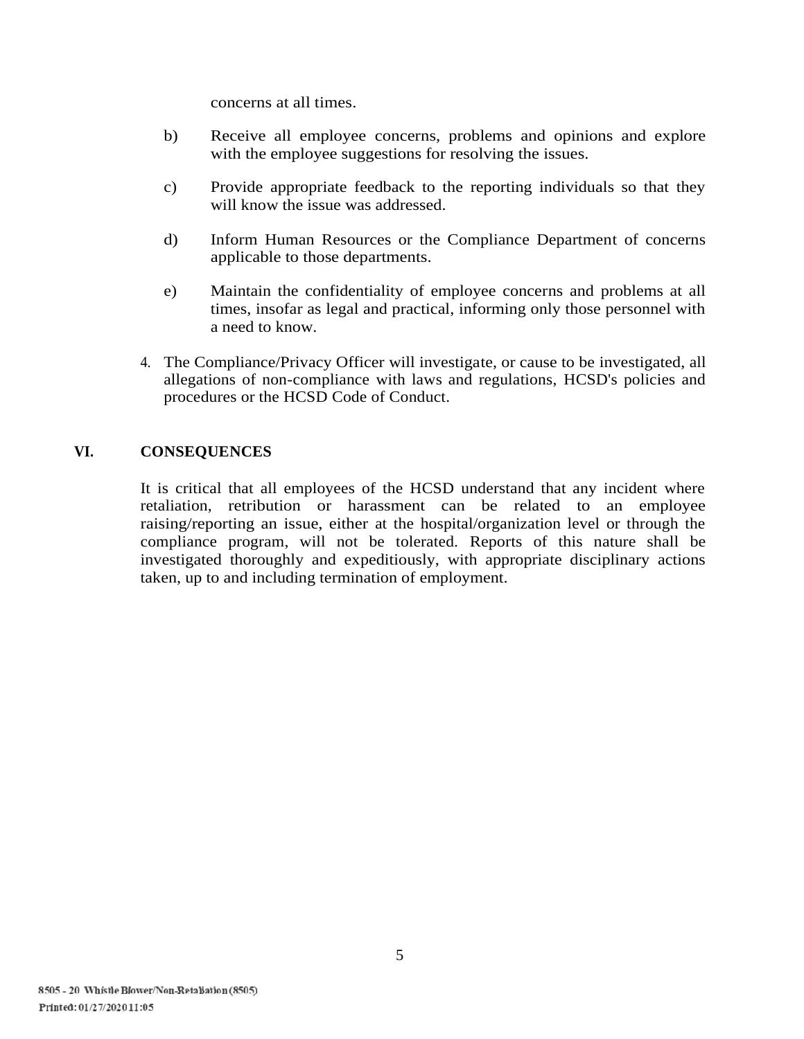concerns at all times.

b) Receive all employee concerns, problems and opinions and explore with the employee suggestions for resolving the issues.

c) Provide appropriate feedback to the reporting individuals so that they will know the issue was addressed.

d) Inform Human Resources or the Compliance Department of concerns applicable to those departments.

e) Maintain the confidentiality of employee concerns and problems at all times, insofar as legal and practical, informing only those personnel with a need to know.

4. The Compliance/Privacy Officer will investigate, or cause to be investigated, all allegations of non-compliance with laws and regulations, HCSD's policies and procedures or the HCSD Code of Conduct.

## VI. CONSEQUENCES

It is critical that all employees of the HCSD understand that any incident where retaliation, retribution or harassment can be related to an employee raising/reporting an issue, either at the hospital/organization level or through the compliance program, will not be tolerated. Reports of this nature shall be investigated thoroughly and expeditiously, with appropriate disciplinary actions taken, up to and including termination of employment.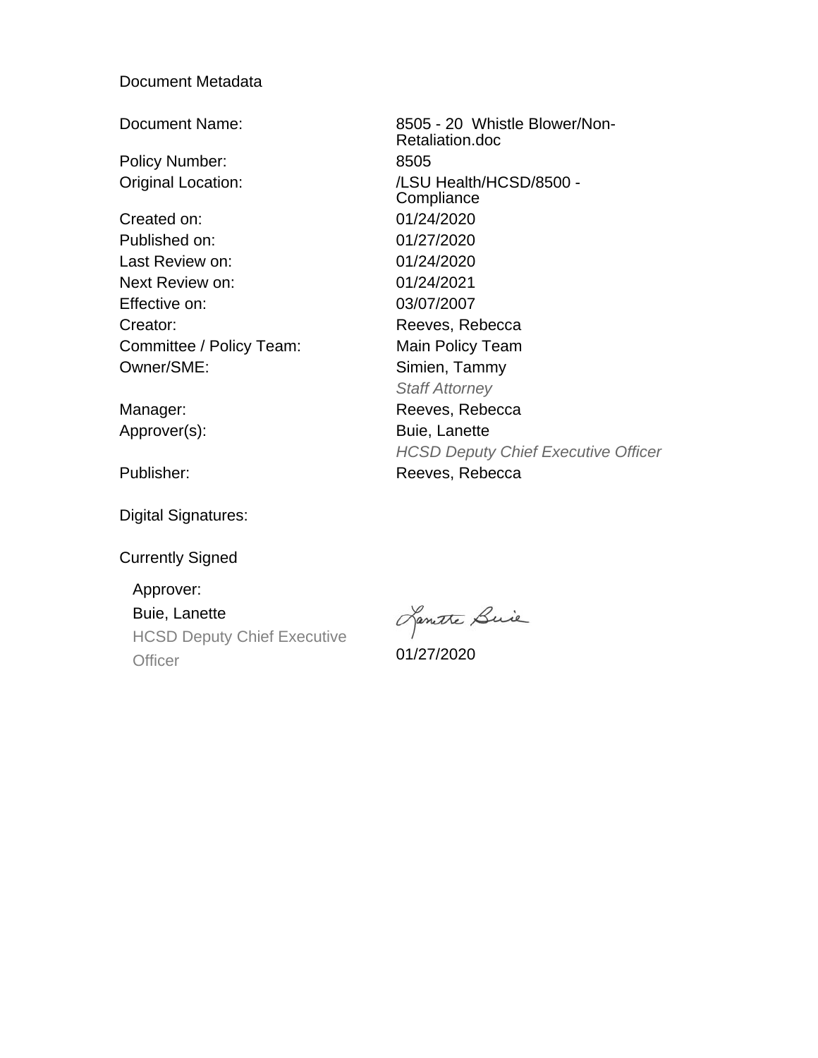Document Metadata

| | |
|---|---|
| Document Name: | 8505 - 20 Whistle Blower/Non-Retaliation.doc |
| Policy Number: | 8505 |
| Original Location: | /LSU Health/HCSD/8500 - Compliance |
| Created on: | 01/24/2020 |
| Published on: | 01/27/2020 |
| Last Review on: | 01/24/2020 |
| Next Review on: | 01/24/2021 |
| Effective on: | 03/07/2007 |
| Creator: | Reeves, Rebecca |
| Committee / Policy Team: | Main Policy Team |
| Owner/SME: | Simien, Tammy<br>*Staff Attorney* |
| Manager: | Reeves, Rebecca |
| Approver(s): | Buie, Lanette<br>*HCSD Deputy Chief Executive Officer* |
| Publisher: | Reeves, Rebecca |

Digital Signatures:

Currently Signed

Approver:
Buie, Lanette
HCSD Deputy Chief Executive Officer

01/27/2020